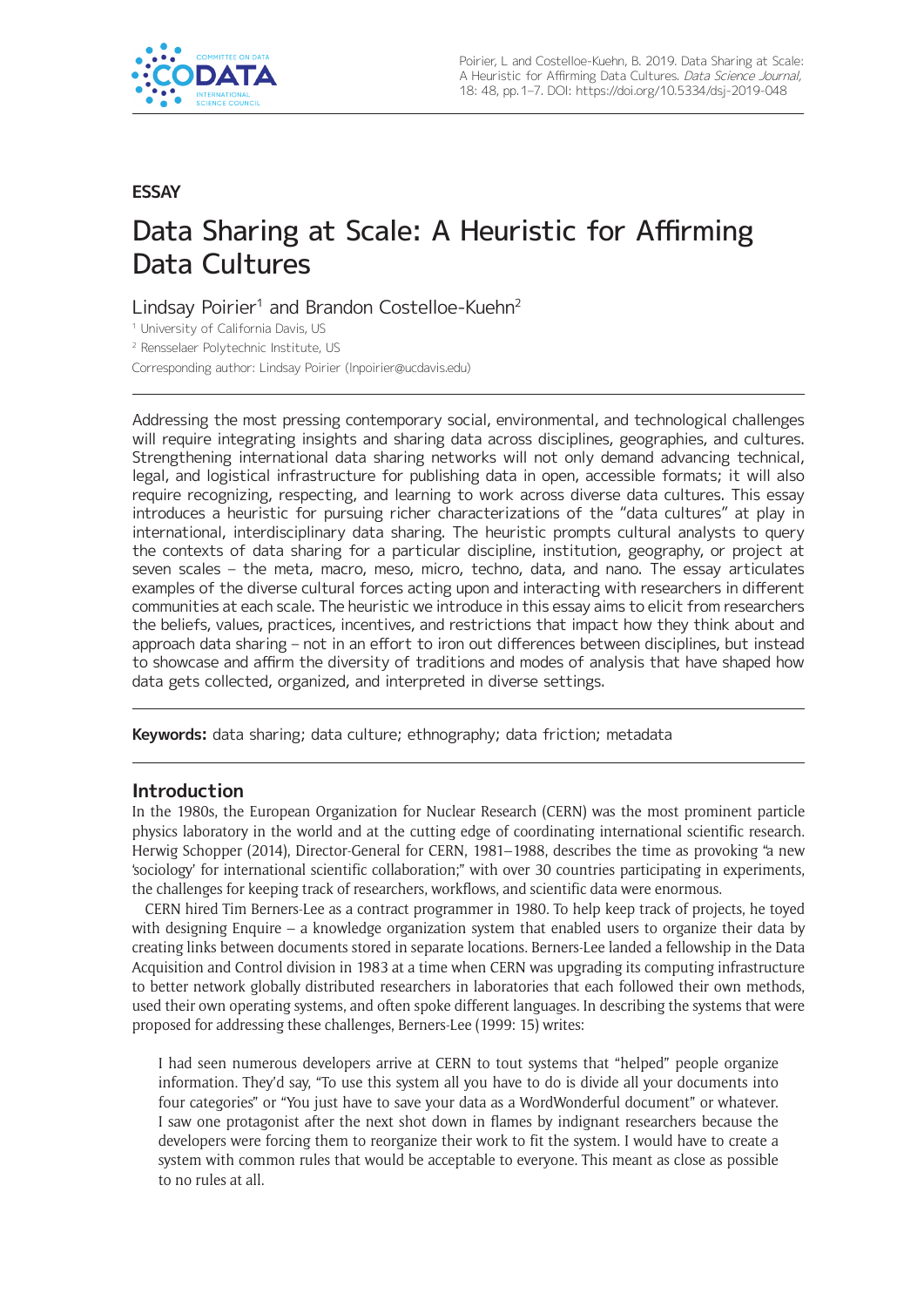ESSAY

# Data Sharing at Scale: A Heuristic for Affirming Data Cultures

Lindsay Poirier[1] and Brandon Costelloe-Kuehn[2]

[1] University of California Davis, US

[2] Rensselaer Polytechnic Institute, US

Corresponding author: Lindsay Poirier (lnpoirier@ucdavis.edu)

Addressing the most pressing contemporary social, environmental, and technological challenges will require integrating insights and sharing data across disciplines, geographies, and cultures. Strengthening international data sharing networks will not only demand advancing technical, legal, and logistical infrastructure for publishing data in open, accessible formats; it will also require recognizing, respecting, and learning to work across diverse data cultures. This essay introduces a heuristic for pursuing richer characterizations of the "data cultures" at play in international, interdisciplinary data sharing. The heuristic prompts cultural analysts to query the contexts of data sharing for a particular discipline, institution, geography, or project at seven scales – the meta, macro, meso, micro, techno, data, and nano. The essay articulates examples of the diverse cultural forces acting upon and interacting with researchers in different communities at each scale. The heuristic we introduce in this essay aims to elicit from researchers the beliefs, values, practices, incentives, and restrictions that impact how they think about and approach data sharing – not in an effort to iron out differences between disciplines, but instead to showcase and affirm the diversity of traditions and modes of analysis that have shaped how data gets collected, organized, and interpreted in diverse settings.

**Keywords:** data sharing; data culture; ethnography; data friction; metadata

## Introduction

In the 1980s, the European Organization for Nuclear Research (CERN) was the most prominent particle physics laboratory in the world and at the cutting edge of coordinating international scientific research. Herwig Schopper (2014), Director-General for CERN, 1981–1988, describes the time as provoking "a new 'sociology' for international scientific collaboration;" with over 30 countries participating in experiments, the challenges for keeping track of researchers, workflows, and scientific data were enormous.

CERN hired Tim Berners-Lee as a contract programmer in 1980. To help keep track of projects, he toyed with designing Enquire – a knowledge organization system that enabled users to organize their data by creating links between documents stored in separate locations. Berners-Lee landed a fellowship in the Data Acquisition and Control division in 1983 at a time when CERN was upgrading its computing infrastructure to better network globally distributed researchers in laboratories that each followed their own methods, used their own operating systems, and often spoke different languages. In describing the systems that were proposed for addressing these challenges, Berners-Lee (1999: 15) writes:

> I had seen numerous developers arrive at CERN to tout systems that "helped" people organize information. They'd say, "To use this system all you have to do is divide all your documents into four categories" or "You just have to save your data as a WordWonderful document" or whatever. I saw one protagonist after the next shot down in flames by indignant researchers because the developers were forcing them to reorganize their work to fit the system. I would have to create a system with common rules that would be acceptable to everyone. This meant as close as possible to no rules at all.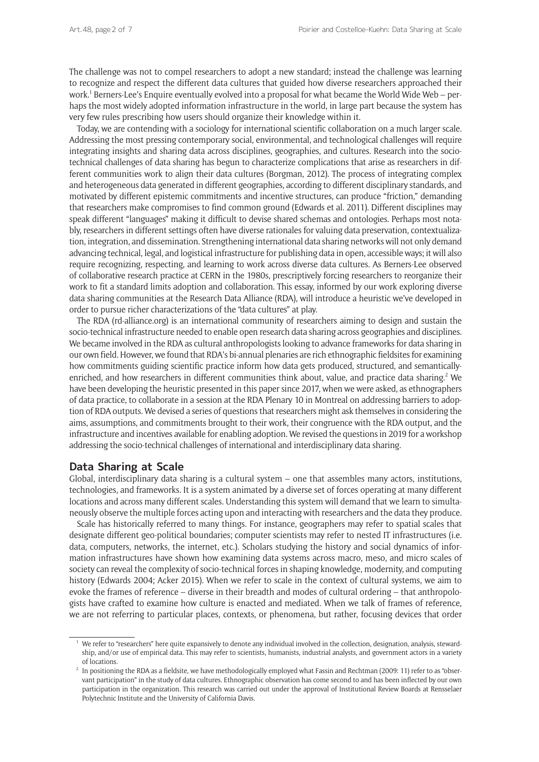The challenge was not to compel researchers to adopt a new standard; instead the challenge was learning to recognize and respect the different data cultures that guided how diverse researchers approached their work.[1] Berners-Lee's Enquire eventually evolved into a proposal for what became the World Wide Web – perhaps the most widely adopted information infrastructure in the world, in large part because the system has very few rules prescribing how users should organize their knowledge within it.

Today, we are contending with a sociology for international scientific collaboration on a much larger scale. Addressing the most pressing contemporary social, environmental, and technological challenges will require integrating insights and sharing data across disciplines, geographies, and cultures. Research into the socio-technical challenges of data sharing has begun to characterize complications that arise as researchers in different communities work to align their data cultures (Borgman, 2012). The process of integrating complex and heterogeneous data generated in different geographies, according to different disciplinary standards, and motivated by different epistemic commitments and incentive structures, can produce "friction," demanding that researchers make compromises to find common ground (Edwards et al. 2011). Different disciplines may speak different "languages" making it difficult to devise shared schemas and ontologies. Perhaps most notably, researchers in different settings often have diverse rationales for valuing data preservation, contextualization, integration, and dissemination. Strengthening international data sharing networks will not only demand advancing technical, legal, and logistical infrastructure for publishing data in open, accessible ways; it will also require recognizing, respecting, and learning to work across diverse data cultures. As Berners-Lee observed of collaborative research practice at CERN in the 1980s, prescriptively forcing researchers to reorganize their work to fit a standard limits adoption and collaboration. This essay, informed by our work exploring diverse data sharing communities at the Research Data Alliance (RDA), will introduce a heuristic we've developed in order to pursue richer characterizations of the "data cultures" at play.

The RDA (rd-alliance.org) is an international community of researchers aiming to design and sustain the socio-technical infrastructure needed to enable open research data sharing across geographies and disciplines. We became involved in the RDA as cultural anthropologists looking to advance frameworks for data sharing in our own field. However, we found that RDA's bi-annual plenaries are rich ethnographic fieldsites for examining how commitments guiding scientific practice inform how data gets produced, structured, and semantically-enriched, and how researchers in different communities think about, value, and practice data sharing.[2] We have been developing the heuristic presented in this paper since 2017, when we were asked, as ethnographers of data practice, to collaborate in a session at the RDA Plenary 10 in Montreal on addressing barriers to adoption of RDA outputs. We devised a series of questions that researchers might ask themselves in considering the aims, assumptions, and commitments brought to their work, their congruence with the RDA output, and the infrastructure and incentives available for enabling adoption. We revised the questions in 2019 for a workshop addressing the socio-technical challenges of international and interdisciplinary data sharing.

## Data Sharing at Scale

Global, interdisciplinary data sharing is a cultural system – one that assembles many actors, institutions, technologies, and frameworks. It is a system animated by a diverse set of forces operating at many different locations and across many different scales. Understanding this system will demand that we learn to simultaneously observe the multiple forces acting upon and interacting with researchers and the data they produce.

Scale has historically referred to many things. For instance, geographers may refer to spatial scales that designate different geo-political boundaries; computer scientists may refer to nested IT infrastructures (i.e. data, computers, networks, the internet, etc.). Scholars studying the history and social dynamics of information infrastructures have shown how examining data systems across macro, meso, and micro scales of society can reveal the complexity of socio-technical forces in shaping knowledge, modernity, and computing history (Edwards 2004; Acker 2015). When we refer to scale in the context of cultural systems, we aim to evoke the frames of reference – diverse in their breadth and modes of cultural ordering – that anthropologists have crafted to examine how culture is enacted and mediated. When we talk of frames of reference, we are not referring to particular places, contexts, or phenomena, but rather, focusing devices that order

[1] We refer to "researchers" here quite expansively to denote any individual involved in the collection, designation, analysis, stewardship, and/or use of empirical data. This may refer to scientists, humanists, industrial analysts, and government actors in a variety of locations.

[2] In positioning the RDA as a fieldsite, we have methodologically employed what Fassin and Rechtman (2009: 11) refer to as "observant participation" in the study of data cultures. Ethnographic observation has come second to and has been inflected by our own participation in the organization. This research was carried out under the approval of Institutional Review Boards at Rensselaer Polytechnic Institute and the University of California Davis.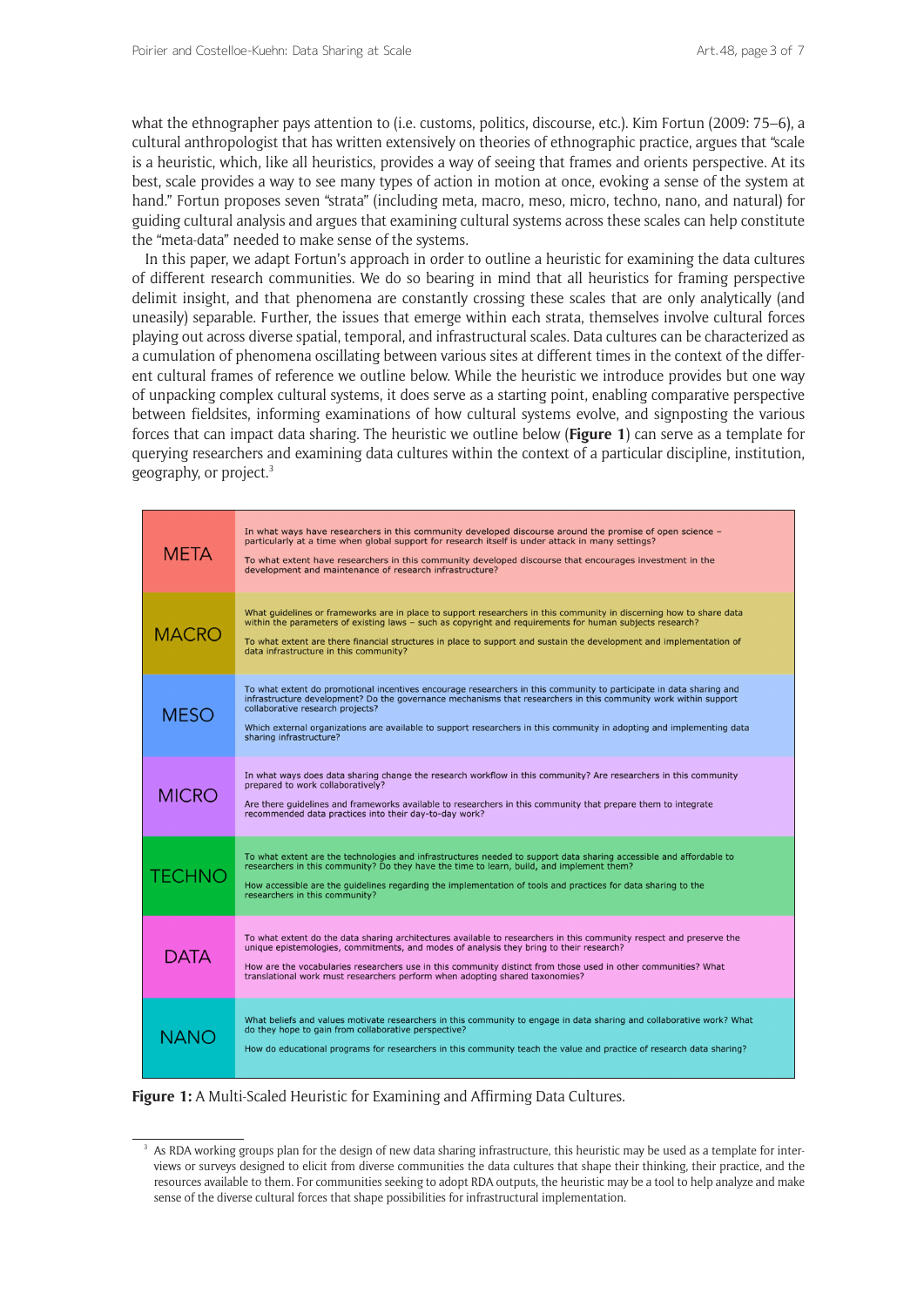what the ethnographer pays attention to (i.e. customs, politics, discourse, etc.). Kim Fortun (2009: 75–6), a cultural anthropologist that has written extensively on theories of ethnographic practice, argues that "scale is a heuristic, which, like all heuristics, provides a way of seeing that frames and orients perspective. At its best, scale provides a way to see many types of action in motion at once, evoking a sense of the system at hand." Fortun proposes seven "strata" (including meta, macro, meso, micro, techno, nano, and natural) for guiding cultural analysis and argues that examining cultural systems across these scales can help constitute the "meta-data" needed to make sense of the systems.

In this paper, we adapt Fortun's approach in order to outline a heuristic for examining the data cultures of different research communities. We do so bearing in mind that all heuristics for framing perspective delimit insight, and that phenomena are constantly crossing these scales that are only analytically (and uneasily) separable. Further, the issues that emerge within each strata, themselves involve cultural forces playing out across diverse spatial, temporal, and infrastructural scales. Data cultures can be characterized as a cumulation of phenomena oscillating between various sites at different times in the context of the different cultural frames of reference we outline below. While the heuristic we introduce provides but one way of unpacking complex cultural systems, it does serve as a starting point, enabling comparative perspective between fieldsites, informing examinations of how cultural systems evolve, and signposting the various forces that can impact data sharing. The heuristic we outline below (**Figure 1**) can serve as a template for querying researchers and examining data cultures within the context of a particular discipline, institution, geography, or project.[3]

| | |
|---|---|
| META | In what ways have researchers in this community developed discourse around the promise of open science – particularly at a time when global support for research itself is under attack in many settings?<br><br>To what extent have researchers in this community developed discourse that encourages investment in the development and maintenance of research infrastructure? |
| MACRO | What guidelines or frameworks are in place to support researchers in this community in discerning how to share data within the parameters of existing laws – such as copyright and requirements for human subjects research?<br><br>To what extent are there financial structures in place to support and sustain the development and implementation of data infrastructure in this community? |
| MESO | To what extent do promotional incentives encourage researchers in this community to participate in data sharing and infrastructure development? Do the governance mechanisms that researchers in this community work within support collaborative research projects?<br><br>Which external organizations are available to support researchers in this community in adopting and implementing data sharing infrastructure? |
| MICRO | In what ways does data sharing change the research workflow in this community? Are researchers in this community prepared to work collaboratively?<br><br>Are there guidelines and frameworks available to researchers in this community that prepare them to integrate recommended data practices into their day-to-day work? |
| TECHNO | To what extent are the technologies and infrastructures needed to support data sharing accessible and affordable to researchers in this community? Do they have the time to learn, build, and implement them?<br><br>How accessible are the guidelines regarding the implementation of tools and practices for data sharing to the researchers in this community? |
| DATA | To what extent do the data sharing architectures available to researchers in this community respect and preserve the unique epistemologies, commitments, and modes of analysis they bring to their research?<br><br>How are the vocabularies researchers use in this community distinct from those used in other communities? What translational work must researchers perform when adopting shared taxonomies? |
| NANO | What beliefs and values motivate researchers in this community to engage in data sharing and collaborative work? What do they hope to gain from collaborative perspective?<br><br>How do educational programs for researchers in this community teach the value and practice of research data sharing? |

**Figure 1:** A Multi-Scaled Heuristic for Examining and Affirming Data Cultures.

[3] As RDA working groups plan for the design of new data sharing infrastructure, this heuristic may be used as a template for interviews or surveys designed to elicit from diverse communities the data cultures that shape their thinking, their practice, and the resources available to them. For communities seeking to adopt RDA outputs, the heuristic may be a tool to help analyze and make sense of the diverse cultural forces that shape possibilities for infrastructural implementation.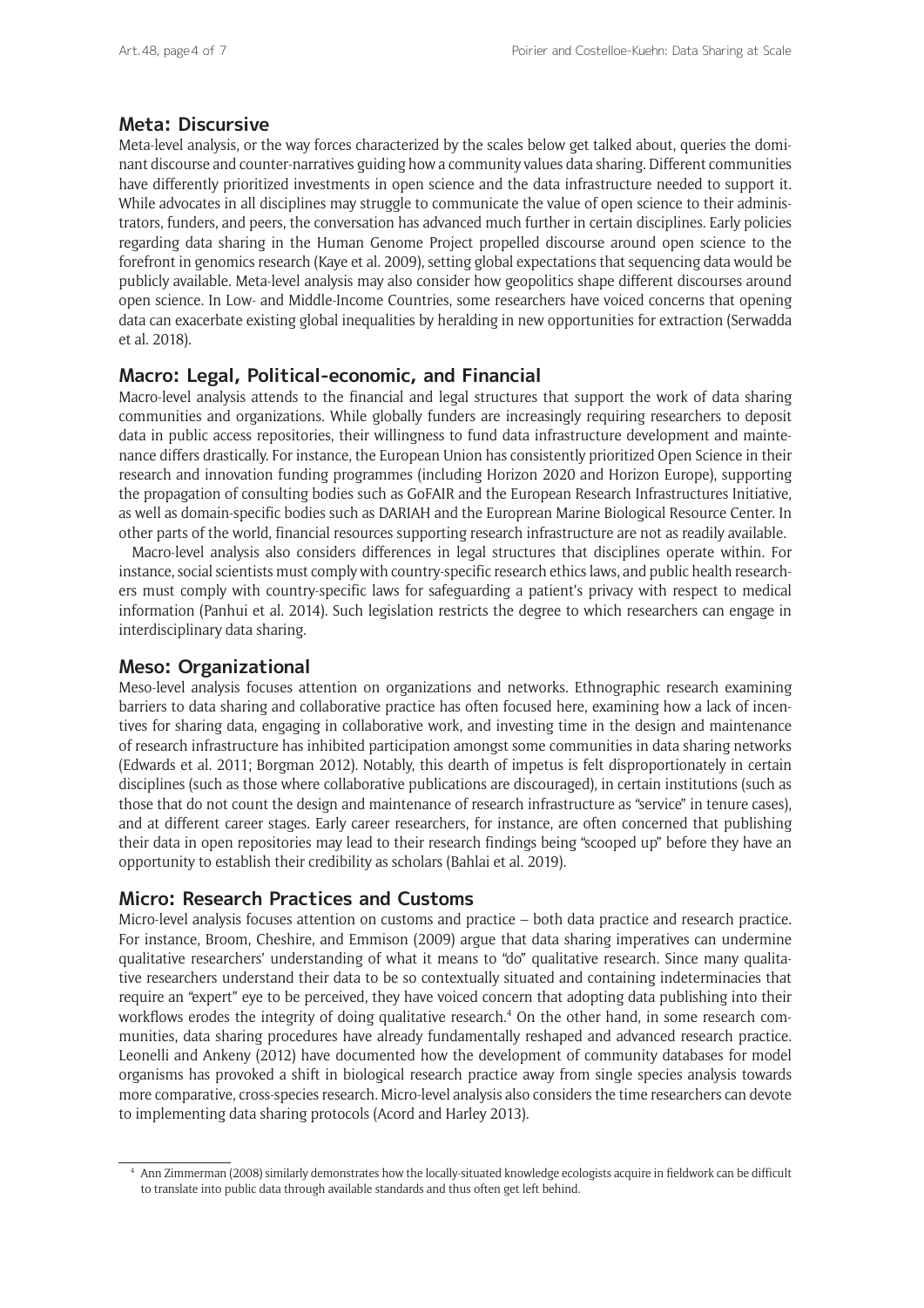## Meta: Discursive

Meta-level analysis, or the way forces characterized by the scales below get talked about, queries the dominant discourse and counter-narratives guiding how a community values data sharing. Different communities have differently prioritized investments in open science and the data infrastructure needed to support it. While advocates in all disciplines may struggle to communicate the value of open science to their administrators, funders, and peers, the conversation has advanced much further in certain disciplines. Early policies regarding data sharing in the Human Genome Project propelled discourse around open science to the forefront in genomics research (Kaye et al. 2009), setting global expectations that sequencing data would be publicly available. Meta-level analysis may also consider how geopolitics shape different discourses around open science. In Low- and Middle-Income Countries, some researchers have voiced concerns that opening data can exacerbate existing global inequalities by heralding in new opportunities for extraction (Serwadda et al. 2018).

## Macro: Legal, Political-economic, and Financial

Macro-level analysis attends to the financial and legal structures that support the work of data sharing communities and organizations. While globally funders are increasingly requiring researchers to deposit data in public access repositories, their willingness to fund data infrastructure development and maintenance differs drastically. For instance, the European Union has consistently prioritized Open Science in their research and innovation funding programmes (including Horizon 2020 and Horizon Europe), supporting the propagation of consulting bodies such as GoFAIR and the European Research Infrastructures Initiative, as well as domain-specific bodies such as DARIAH and the European Marine Biological Resource Center. In other parts of the world, financial resources supporting research infrastructure are not as readily available.

Macro-level analysis also considers differences in legal structures that disciplines operate within. For instance, social scientists must comply with country-specific research ethics laws, and public health researchers must comply with country-specific laws for safeguarding a patient's privacy with respect to medical information (Panhui et al. 2014). Such legislation restricts the degree to which researchers can engage in interdisciplinary data sharing.

## Meso: Organizational

Meso-level analysis focuses attention on organizations and networks. Ethnographic research examining barriers to data sharing and collaborative practice has often focused here, examining how a lack of incentives for sharing data, engaging in collaborative work, and investing time in the design and maintenance of research infrastructure has inhibited participation amongst some communities in data sharing networks (Edwards et al. 2011; Borgman 2012). Notably, this dearth of impetus is felt disproportionately in certain disciplines (such as those where collaborative publications are discouraged), in certain institutions (such as those that do not count the design and maintenance of research infrastructure as "service" in tenure cases), and at different career stages. Early career researchers, for instance, are often concerned that publishing their data in open repositories may lead to their research findings being "scooped up" before they have an opportunity to establish their credibility as scholars (Bahlai et al. 2019).

## Micro: Research Practices and Customs

Micro-level analysis focuses attention on customs and practice – both data practice and research practice. For instance, Broom, Cheshire, and Emmison (2009) argue that data sharing imperatives can undermine qualitative researchers' understanding of what it means to "do" qualitative research. Since many qualitative researchers understand their data to be so contextually situated and containing indeterminacies that require an "expert" eye to be perceived, they have voiced concern that adopting data publishing into their workflows erodes the integrity of doing qualitative research.[4] On the other hand, in some research communities, data sharing procedures have already fundamentally reshaped and advanced research practice. Leonelli and Ankeny (2012) have documented how the development of community databases for model organisms has provoked a shift in biological research practice away from single species analysis towards more comparative, cross-species research. Micro-level analysis also considers the time researchers can devote to implementing data sharing protocols (Acord and Harley 2013).

---

[4] Ann Zimmerman (2008) similarly demonstrates how the locally-situated knowledge ecologists acquire in fieldwork can be difficult to translate into public data through available standards and thus often get left behind.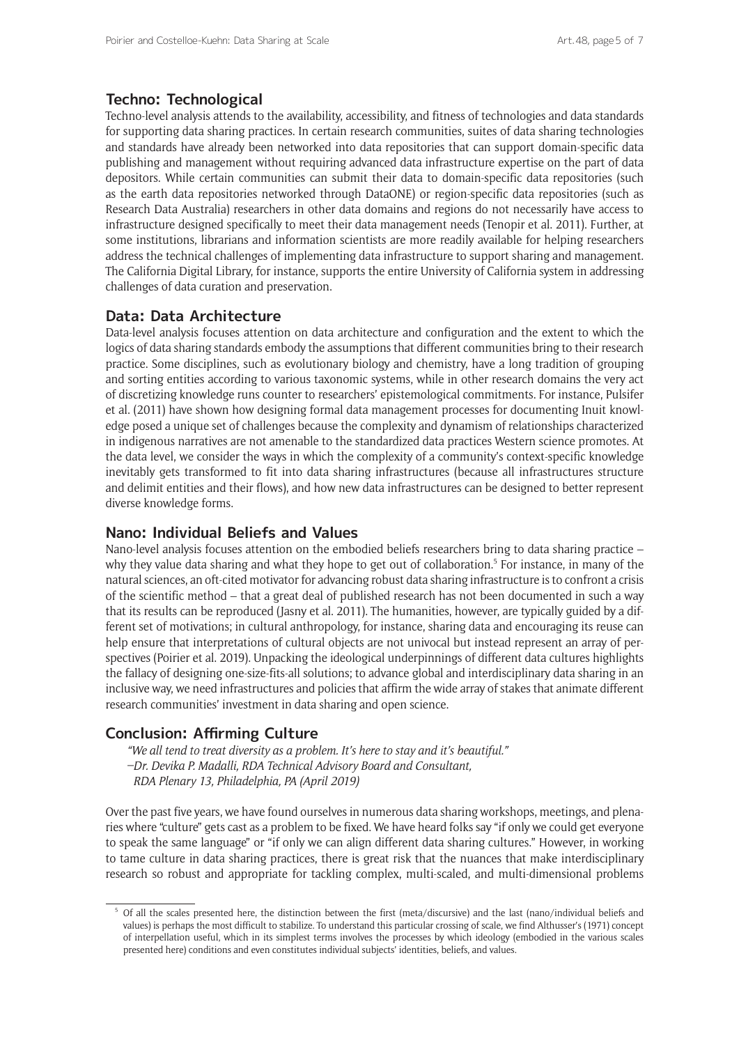## Techno: Technological

Techno-level analysis attends to the availability, accessibility, and fitness of technologies and data standards for supporting data sharing practices. In certain research communities, suites of data sharing technologies and standards have already been networked into data repositories that can support domain-specific data publishing and management without requiring advanced data infrastructure expertise on the part of data depositors. While certain communities can submit their data to domain-specific data repositories (such as the earth data repositories networked through DataONE) or region-specific data repositories (such as Research Data Australia) researchers in other data domains and regions do not necessarily have access to infrastructure designed specifically to meet their data management needs (Tenopir et al. 2011). Further, at some institutions, librarians and information scientists are more readily available for helping researchers address the technical challenges of implementing data infrastructure to support sharing and management. The California Digital Library, for instance, supports the entire University of California system in addressing challenges of data curation and preservation.

## Data: Data Architecture

Data-level analysis focuses attention on data architecture and configuration and the extent to which the logics of data sharing standards embody the assumptions that different communities bring to their research practice. Some disciplines, such as evolutionary biology and chemistry, have a long tradition of grouping and sorting entities according to various taxonomic systems, while in other research domains the very act of discretizing knowledge runs counter to researchers' epistemological commitments. For instance, Pulsifer et al. (2011) have shown how designing formal data management processes for documenting Inuit knowledge posed a unique set of challenges because the complexity and dynamism of relationships characterized in indigenous narratives are not amenable to the standardized data practices Western science promotes. At the data level, we consider the ways in which the complexity of a community's context-specific knowledge inevitably gets transformed to fit into data sharing infrastructures (because all infrastructures structure and delimit entities and their flows), and how new data infrastructures can be designed to better represent diverse knowledge forms.

## Nano: Individual Beliefs and Values

Nano-level analysis focuses attention on the embodied beliefs researchers bring to data sharing practice – why they value data sharing and what they hope to get out of collaboration.[5] For instance, in many of the natural sciences, an oft-cited motivator for advancing robust data sharing infrastructure is to confront a crisis of the scientific method – that a great deal of published research has not been documented in such a way that its results can be reproduced (Jasny et al. 2011). The humanities, however, are typically guided by a different set of motivations; in cultural anthropology, for instance, sharing data and encouraging its reuse can help ensure that interpretations of cultural objects are not univocal but instead represent an array of perspectives (Poirier et al. 2019). Unpacking the ideological underpinnings of different data cultures highlights the fallacy of designing one-size-fits-all solutions; to advance global and interdisciplinary data sharing in an inclusive way, we need infrastructures and policies that affirm the wide array of stakes that animate different research communities' investment in data sharing and open science.

## Conclusion: Affirming Culture

> *"We all tend to treat diversity as a problem. It's here to stay and it's beautiful."*
> *–Dr. Devika P. Madalli, RDA Technical Advisory Board and Consultant, RDA Plenary 13, Philadelphia, PA (April 2019)*

Over the past five years, we have found ourselves in numerous data sharing workshops, meetings, and plenaries where "culture" gets cast as a problem to be fixed. We have heard folks say "if only we could get everyone to speak the same language" or "if only we can align different data sharing cultures." However, in working to tame culture in data sharing practices, there is great risk that the nuances that make interdisciplinary research so robust and appropriate for tackling complex, multi-scaled, and multi-dimensional problems

---

[5] Of all the scales presented here, the distinction between the first (meta/discursive) and the last (nano/individual beliefs and values) is perhaps the most difficult to stabilize. To understand this particular crossing of scale, we find Althusser's (1971) concept of interpellation useful, which in its simplest terms involves the processes by which ideology (embodied in the various scales presented here) conditions and even constitutes individual subjects' identities, beliefs, and values.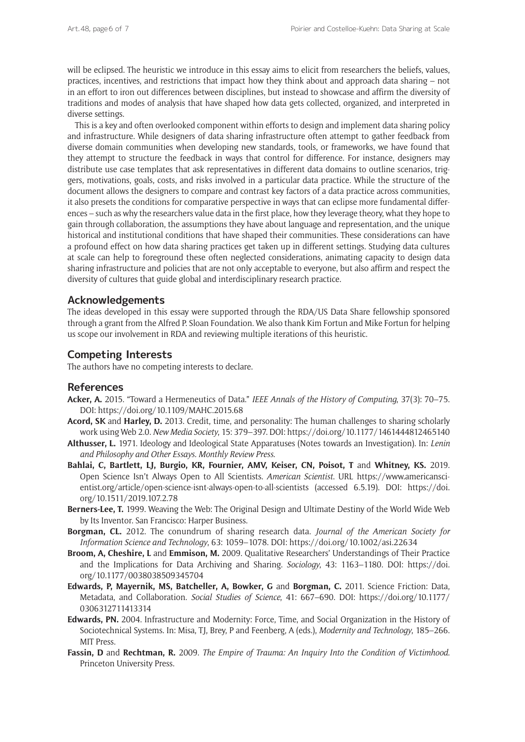will be eclipsed. The heuristic we introduce in this essay aims to elicit from researchers the beliefs, values, practices, incentives, and restrictions that impact how they think about and approach data sharing – not in an effort to iron out differences between disciplines, but instead to showcase and affirm the diversity of traditions and modes of analysis that have shaped how data gets collected, organized, and interpreted in diverse settings.

This is a key and often overlooked component within efforts to design and implement data sharing policy and infrastructure. While designers of data sharing infrastructure often attempt to gather feedback from diverse domain communities when developing new standards, tools, or frameworks, we have found that they attempt to structure the feedback in ways that control for difference. For instance, designers may distribute use case templates that ask representatives in different data domains to outline scenarios, triggers, motivations, goals, costs, and risks involved in a particular data practice. While the structure of the document allows the designers to compare and contrast key factors of a data practice across communities, it also presets the conditions for comparative perspective in ways that can eclipse more fundamental differences – such as why the researchers value data in the first place, how they leverage theory, what they hope to gain through collaboration, the assumptions they have about language and representation, and the unique historical and institutional conditions that have shaped their communities. These considerations can have a profound effect on how data sharing practices get taken up in different settings. Studying data cultures at scale can help to foreground these often neglected considerations, animating capacity to design data sharing infrastructure and policies that are not only acceptable to everyone, but also affirm and respect the diversity of cultures that guide global and interdisciplinary research practice.

## Acknowledgements

The ideas developed in this essay were supported through the RDA/US Data Share fellowship sponsored through a grant from the Alfred P. Sloan Foundation. We also thank Kim Fortun and Mike Fortun for helping us scope our involvement in RDA and reviewing multiple iterations of this heuristic.

## Competing Interests

The authors have no competing interests to declare.

## References

**Acker, A.** 2015. "Toward a Hermeneutics of Data." *IEEE Annals of the History of Computing*, 37(3): 70–75. DOI: https://doi.org/10.1109/MAHC.2015.68

**Acord, SK** and **Harley, D.** 2013. Credit, time, and personality: The human challenges to sharing scholarly work using Web 2.0. *New Media Society*, 15: 379–397. DOI: https://doi.org/10.1177/1461444812465140

**Althusser, L.** 1971. Ideology and Ideological State Apparatuses (Notes towards an Investigation). In: *Lenin and Philosophy and Other Essays. Monthly Review Press.*

**Bahlai, C, Bartlett, LJ, Burgio, KR, Fournier, AMV, Keiser, CN, Poisot, T** and **Whitney, KS.** 2019. Open Science Isn't Always Open to All Scientists. *American Scientist*. URL https://www.americanscientist.org/article/open-science-isnt-always-open-to-all-scientists (accessed 6.5.19). DOI: https://doi.org/10.1511/2019.107.2.78

**Berners-Lee, T.** 1999. Weaving the Web: The Original Design and Ultimate Destiny of the World Wide Web by Its Inventor. San Francisco: Harper Business.

**Borgman, CL.** 2012. The conundrum of sharing research data. *Journal of the American Society for Information Science and Technology*, 63: 1059–1078. DOI: https://doi.org/10.1002/asi.22634

**Broom, A, Cheshire, L** and **Emmison, M.** 2009. Qualitative Researchers' Understandings of Their Practice and the Implications for Data Archiving and Sharing. *Sociology*, 43: 1163–1180. DOI: https://doi.org/10.1177/0038038509345704

**Edwards, P, Mayernik, MS, Batcheller, A, Bowker, G** and **Borgman, C.** 2011. Science Friction: Data, Metadata, and Collaboration. *Social Studies of Science*, 41: 667–690. DOI: https://doi.org/10.1177/0306312711413314

**Edwards, PN.** 2004. Infrastructure and Modernity: Force, Time, and Social Organization in the History of Sociotechnical Systems. In: Misa, TJ, Brey, P and Feenberg, A (eds.), *Modernity and Technology*, 185–266. MIT Press.

**Fassin, D** and **Rechtman, R.** 2009. *The Empire of Trauma: An Inquiry Into the Condition of Victimhood*. Princeton University Press.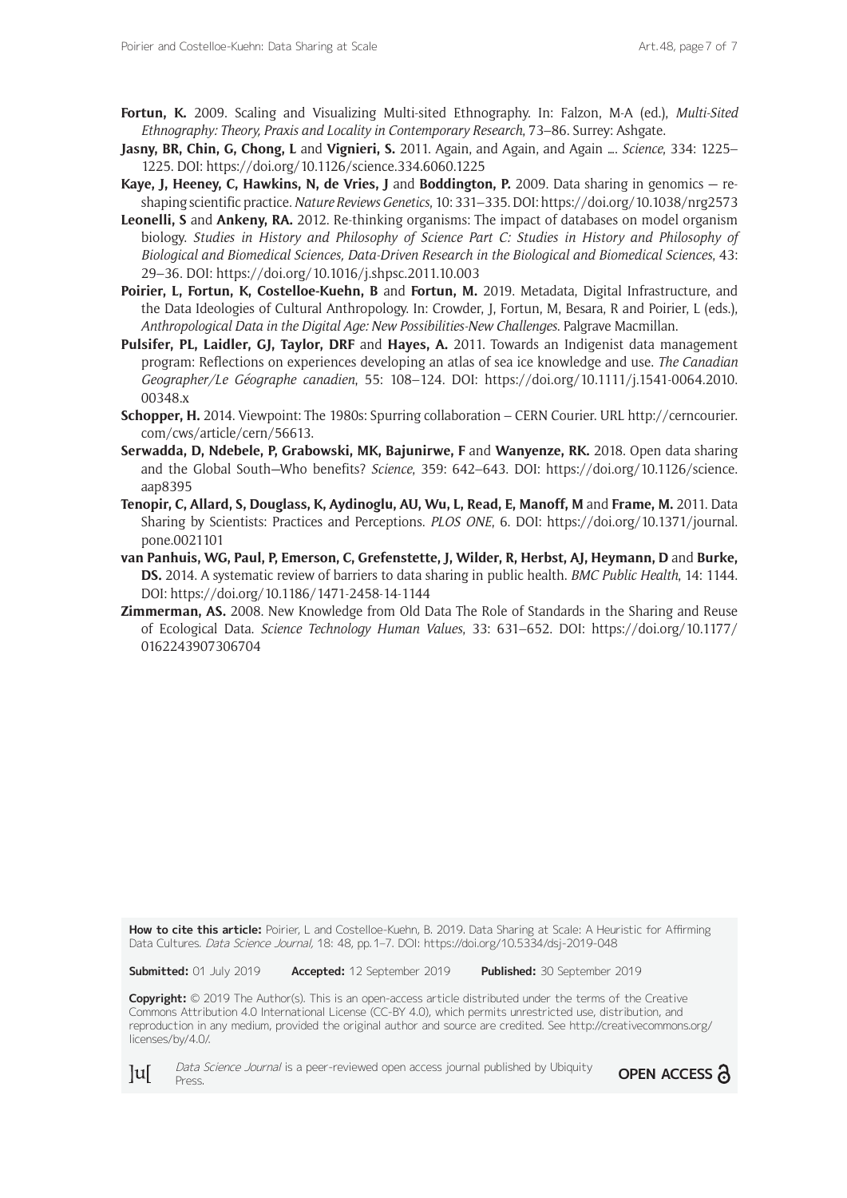**Fortun, K.** 2009. Scaling and Visualizing Multi-sited Ethnography. In: Falzon, M-A (ed.), *Multi-Sited Ethnography: Theory, Praxis and Locality in Contemporary Research*, 73–86. Surrey: Ashgate.

**Jasny, BR, Chin, G, Chong, L** and **Vignieri, S.** 2011. Again, and Again, and Again …. *Science*, 334: 1225–1225. DOI: https://doi.org/10.1126/science.334.6060.1225

**Kaye, J, Heeney, C, Hawkins, N, de Vries, J** and **Boddington, P.** 2009. Data sharing in genomics — re-shaping scientific practice. *Nature Reviews Genetics*, 10: 331–335. DOI: https://doi.org/10.1038/nrg2573

**Leonelli, S** and **Ankeny, RA.** 2012. Re-thinking organisms: The impact of databases on model organism biology. *Studies in History and Philosophy of Science Part C: Studies in History and Philosophy of Biological and Biomedical Sciences, Data-Driven Research in the Biological and Biomedical Sciences*, 43: 29–36. DOI: https://doi.org/10.1016/j.shpsc.2011.10.003

**Poirier, L, Fortun, K, Costelloe-Kuehn, B** and **Fortun, M.** 2019. Metadata, Digital Infrastructure, and the Data Ideologies of Cultural Anthropology. In: Crowder, J, Fortun, M, Besara, R and Poirier, L (eds.), *Anthropological Data in the Digital Age: New Possibilities-New Challenges*. Palgrave Macmillan.

**Pulsifer, PL, Laidler, GJ, Taylor, DRF** and **Hayes, A.** 2011. Towards an Indigenist data management program: Reflections on experiences developing an atlas of sea ice knowledge and use. *The Canadian Geographer/Le Géographe canadien*, 55: 108–124. DOI: https://doi.org/10.1111/j.1541-0064.2010.00348.x

**Schopper, H.** 2014. Viewpoint: The 1980s: Spurring collaboration – CERN Courier. URL http://cerncourier.com/cws/article/cern/56613.

**Serwadda, D, Ndebele, P, Grabowski, MK, Bajunirwe, F** and **Wanyenze, RK.** 2018. Open data sharing and the Global South—Who benefits? *Science*, 359: 642–643. DOI: https://doi.org/10.1126/science.aap8395

**Tenopir, C, Allard, S, Douglass, K, Aydinoglu, AU, Wu, L, Read, E, Manoff, M** and **Frame, M.** 2011. Data Sharing by Scientists: Practices and Perceptions. *PLOS ONE*, 6. DOI: https://doi.org/10.1371/journal.pone.0021101

**van Panhuis, WG, Paul, P, Emerson, C, Grefenstette, J, Wilder, R, Herbst, AJ, Heymann, D** and **Burke, DS.** 2014. A systematic review of barriers to data sharing in public health. *BMC Public Health*, 14: 1144. DOI: https://doi.org/10.1186/1471-2458-14-1144

**Zimmerman, AS.** 2008. New Knowledge from Old Data The Role of Standards in the Sharing and Reuse of Ecological Data. *Science Technology Human Values*, 33: 631–652. DOI: https://doi.org/10.1177/0162243907306704

**How to cite this article:** Poirier, L and Costelloe-Kuehn, B. 2019. Data Sharing at Scale: A Heuristic for Affirming Data Cultures. *Data Science Journal,* 18: 48, pp. 1–7. DOI: https://doi.org/10.5334/dsj-2019-048

**Submitted:** 01 July 2019 **Accepted:** 12 September 2019 **Published:** 30 September 2019

**Copyright:** © 2019 The Author(s). This is an open-access article distributed under the terms of the Creative Commons Attribution 4.0 International License (CC-BY 4.0), which permits unrestricted use, distribution, and reproduction in any medium, provided the original author and source are credited. See http://creativecommons.org/licenses/by/4.0/.

*Data Science Journal* is a peer-reviewed open access journal published by Ubiquity Press. **OPEN ACCESS**